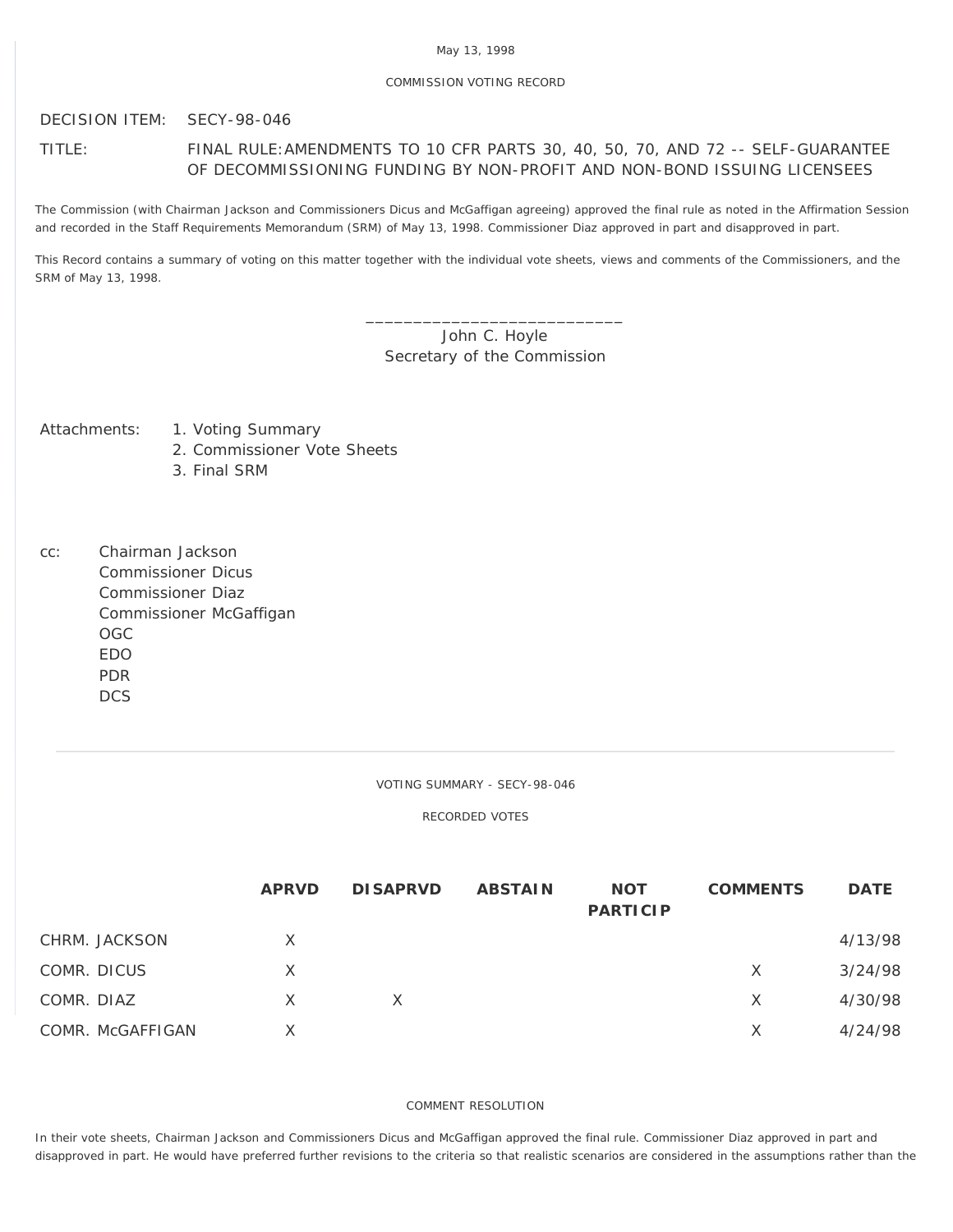May 13, 1998

COMMISSION VOTING RECORD

DECISION ITEM: SECY-98-046

TITLE: FINAL RULE:AMENDMENTS TO 10 CFR PARTS 30, 40, 50, 70, AND 72 -- SELF-GUARANTEE OF DECOMMISSIONING FUNDING BY NON-PROFIT AND NON-BOND ISSUING LICENSEES

The Commission (with Chairman Jackson and Commissioners Dicus and McGaffigan agreeing) approved the final rule as noted in the Affirmation Session and recorded in the Staff Requirements Memorandum (SRM) of May 13, 1998. Commissioner Diaz approved in part and disapproved in part.

This Record contains a summary of voting on this matter together with the individual vote sheets, views and comments of the Commissioners, and the SRM of May 13, 1998.

\_\_\_\_\_\_\_\_\_\_\_\_\_\_\_\_\_\_\_\_\_\_\_\_\_\_\_\_
John C. Hoyle
Secretary of the Commission

Attachments:
1. Voting Summary
2. Commissioner Vote Sheets
3. Final SRM

cc:
Chairman Jackson
Commissioner Dicus
Commissioner Diaz
Commissioner McGaffigan
OGC
EDO
PDR
DCS

---

VOTING SUMMARY - SECY-98-046

RECORDED VOTES

| | APRVD | DISAPRVD | ABSTAIN | NOT PARTICIP | COMMENTS | DATE |
|---|---|---|---|---|---|---|
| CHRM. JACKSON | X | | | | | 4/13/98 |
| COMR. DICUS | X | | | | X | 3/24/98 |
| COMR. DIAZ | X | X | | | X | 4/30/98 |
| COMR. McGAFFIGAN | X | | | | X | 4/24/98 |

COMMENT RESOLUTION

In their vote sheets, Chairman Jackson and Commissioners Dicus and McGaffigan approved the final rule. Commissioner Diaz approved in part and disapproved in part. He would have preferred further revisions to the criteria so that realistic scenarios are considered in the assumptions rather than the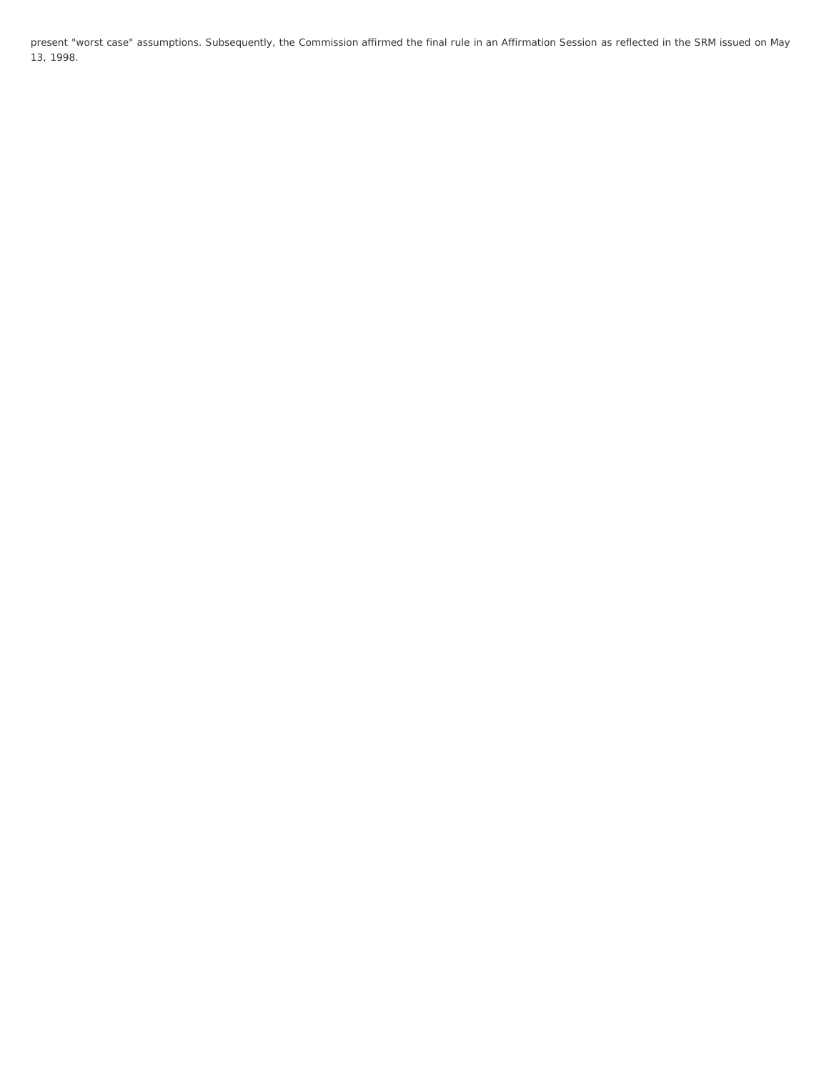present "worst case" assumptions. Subsequently, the Commission affirmed the final rule in an Affirmation Session as reflected in the SRM issued on May 13, 1998.